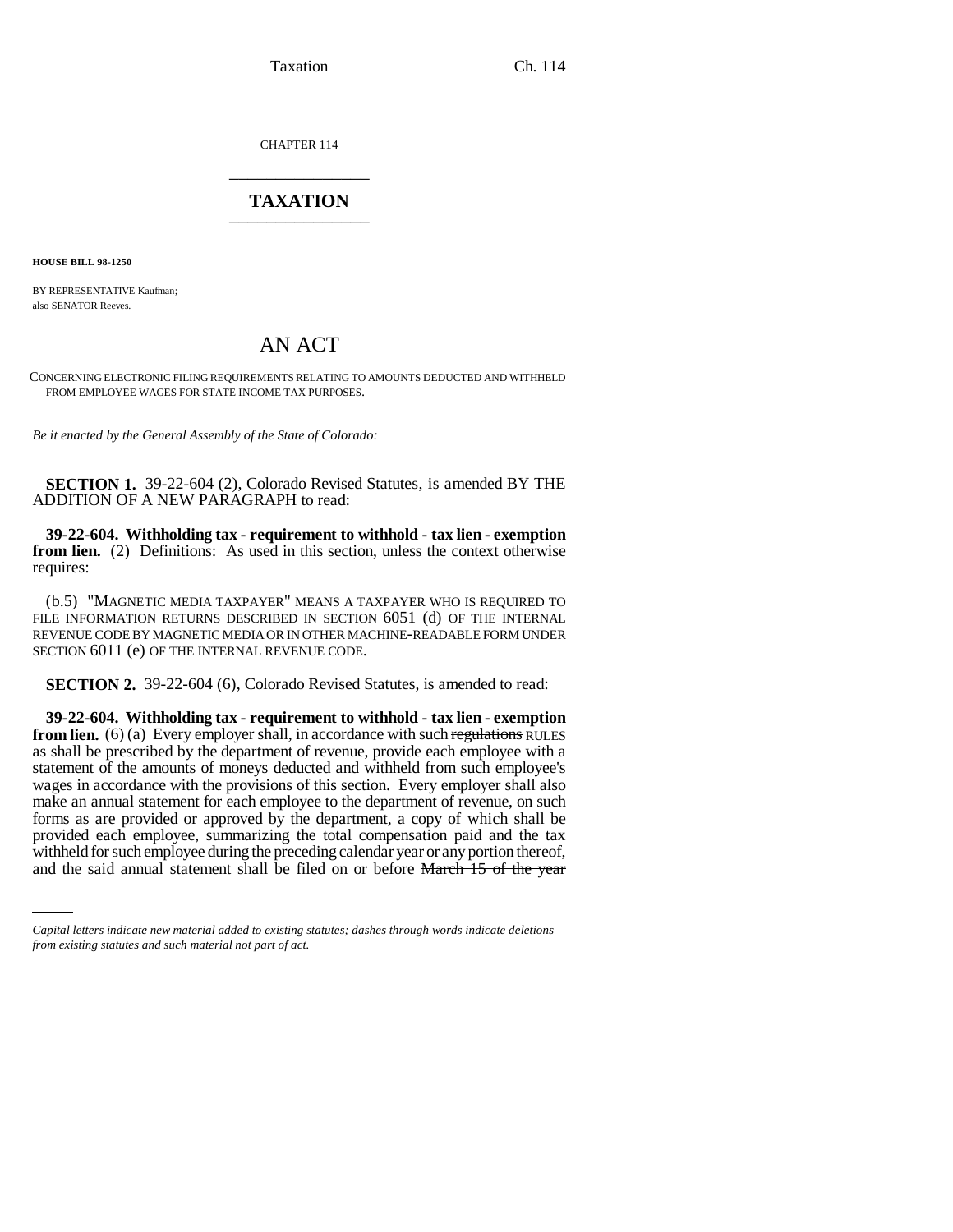CHAPTER 114

## TAXATION

**HOUSE BILL 98-1250**

BY REPRESENTATIVE Kaufman;
also SENATOR Reeves.

# AN ACT

CONCERNING ELECTRONIC FILING REQUIREMENTS RELATING TO AMOUNTS DEDUCTED AND WITHHELD FROM EMPLOYEE WAGES FOR STATE INCOME TAX PURPOSES.

*Be it enacted by the General Assembly of the State of Colorado:*

**SECTION 1.** 39-22-604 (2), Colorado Revised Statutes, is amended BY THE ADDITION OF A NEW PARAGRAPH to read:

**39-22-604. Withholding tax - requirement to withhold - tax lien - exemption from lien.** (2) Definitions: As used in this section, unless the context otherwise requires:

(b.5) "MAGNETIC MEDIA TAXPAYER" MEANS A TAXPAYER WHO IS REQUIRED TO FILE INFORMATION RETURNS DESCRIBED IN SECTION 6051 (d) OF THE INTERNAL REVENUE CODE BY MAGNETIC MEDIA OR IN OTHER MACHINE-READABLE FORM UNDER SECTION 6011 (e) OF THE INTERNAL REVENUE CODE.

**SECTION 2.** 39-22-604 (6), Colorado Revised Statutes, is amended to read:

**39-22-604. Withholding tax - requirement to withhold - tax lien - exemption from lien.** (6) (a) Every employer shall, in accordance with such ~~regulations~~ RULES as shall be prescribed by the department of revenue, provide each employee with a statement of the amounts of moneys deducted and withheld from such employee's wages in accordance with the provisions of this section. Every employer shall also make an annual statement for each employee to the department of revenue, on such forms as are provided or approved by the department, a copy of which shall be provided each employee, summarizing the total compensation paid and the tax withheld for such employee during the preceding calendar year or any portion thereof, and the said annual statement shall be filed on or before ~~March 15 of the year~~

*Capital letters indicate new material added to existing statutes; dashes through words indicate deletions from existing statutes and such material not part of act.*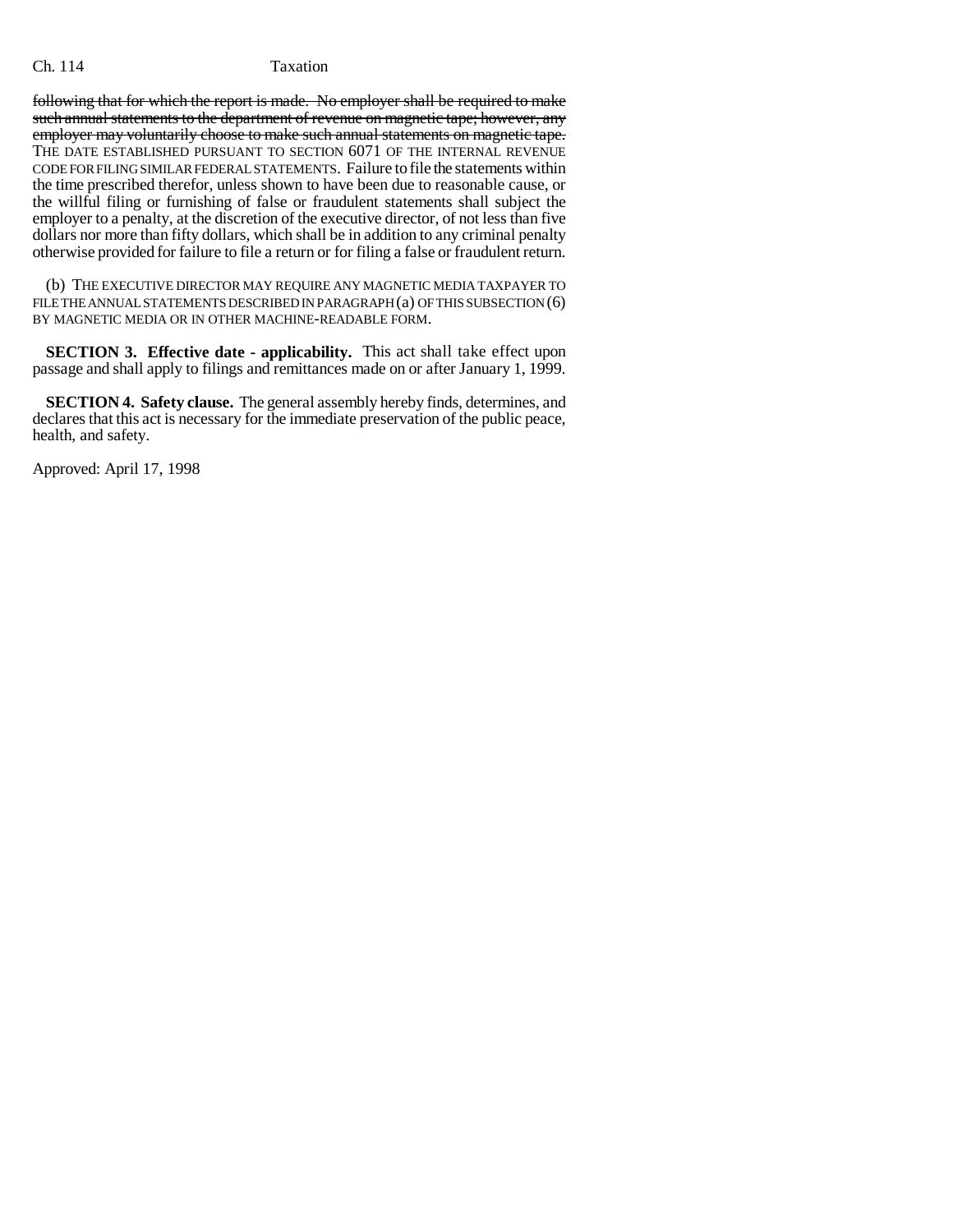following that for which the report is made. No employer shall be required to make such annual statements to the department of revenue on magnetic tape; however, any employer may voluntarily choose to make such annual statements on magnetic tape. THE DATE ESTABLISHED PURSUANT TO SECTION 6071 OF THE INTERNAL REVENUE CODE FOR FILING SIMILAR FEDERAL STATEMENTS. Failure to file the statements within the time prescribed therefor, unless shown to have been due to reasonable cause, or the willful filing or furnishing of false or fraudulent statements shall subject the employer to a penalty, at the discretion of the executive director, of not less than five dollars nor more than fifty dollars, which shall be in addition to any criminal penalty otherwise provided for failure to file a return or for filing a false or fraudulent return.

(b) THE EXECUTIVE DIRECTOR MAY REQUIRE ANY MAGNETIC MEDIA TAXPAYER TO FILE THE ANNUAL STATEMENTS DESCRIBED IN PARAGRAPH (a) OF THIS SUBSECTION (6) BY MAGNETIC MEDIA OR IN OTHER MACHINE-READABLE FORM.

**SECTION 3. Effective date - applicability.** This act shall take effect upon passage and shall apply to filings and remittances made on or after January 1, 1999.

**SECTION 4. Safety clause.** The general assembly hereby finds, determines, and declares that this act is necessary for the immediate preservation of the public peace, health, and safety.

Approved: April 17, 1998